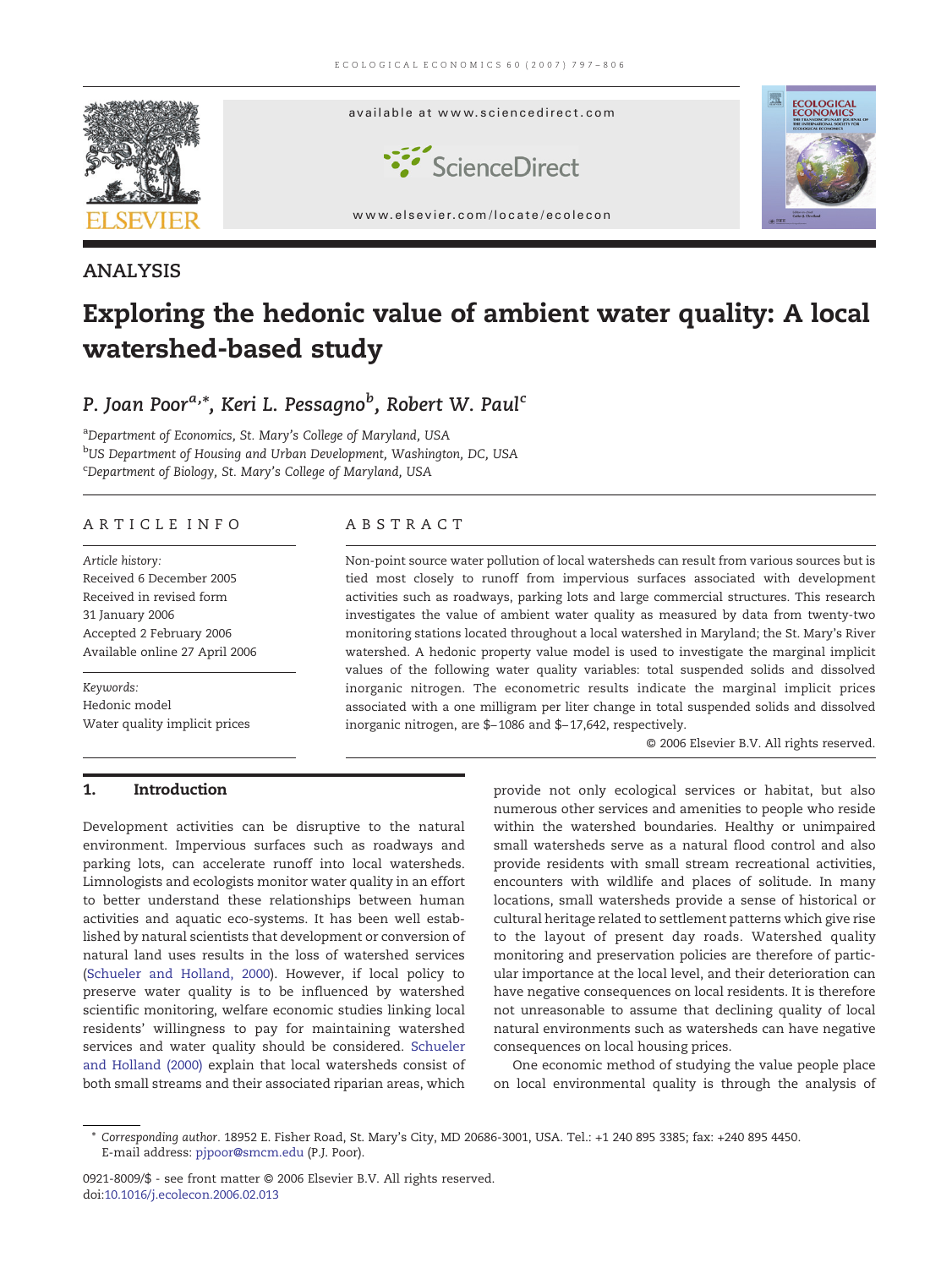ANALYSIS

# Exploring the hedonic value of ambient water quality: A local watershed-based study

**P. Joan Poor[a,*], Keri L. Pessagno[b], Robert W. Paul[c]**

[a]Department of Economics, St. Mary's College of Maryland, USA
[b]US Department of Housing and Urban Development, Washington, DC, USA
[c]Department of Biology, St. Mary's College of Maryland, USA

## ARTICLE INFO

*Article history:*
Received 6 December 2005
Received in revised form 31 January 2006
Accepted 2 February 2006
Available online 27 April 2006

*Keywords:*
Hedonic model
Water quality implicit prices

## ABSTRACT

Non-point source water pollution of local watersheds can result from various sources but is tied most closely to runoff from impervious surfaces associated with development activities such as roadways, parking lots and large commercial structures. This research investigates the value of ambient water quality as measured by data from twenty-two monitoring stations located throughout a local watershed in Maryland; the St. Mary's River watershed. A hedonic property value model is used to investigate the marginal implicit values of the following water quality variables: total suspended solids and dissolved inorganic nitrogen. The econometric results indicate the marginal implicit prices associated with a one milligram per liter change in total suspended solids and dissolved inorganic nitrogen, are \$−1086 and \$−17,642, respectively.

© 2006 Elsevier B.V. All rights reserved.

## 1. Introduction

Development activities can be disruptive to the natural environment. Impervious surfaces such as roadways and parking lots, can accelerate runoff into local watersheds. Limnologists and ecologists monitor water quality in an effort to better understand these relationships between human activities and aquatic eco-systems. It has been well established by natural scientists that development or conversion of natural land uses results in the loss of watershed services (Schueler and Holland, 2000). However, if local policy to preserve water quality is to be influenced by watershed scientific monitoring, welfare economic studies linking local residents' willingness to pay for maintaining watershed services and water quality should be considered. Schueler and Holland (2000) explain that local watersheds consist of both small streams and their associated riparian areas, which provide not only ecological services or habitat, but also numerous other services and amenities to people who reside within the watershed boundaries. Healthy or unimpaired small watersheds serve as a natural flood control and also provide residents with small stream recreational activities, encounters with wildlife and places of solitude. In many locations, small watersheds provide a sense of historical or cultural heritage related to settlement patterns which give rise to the layout of present day roads. Watershed quality monitoring and preservation policies are therefore of particular importance at the local level, and their deterioration can have negative consequences on local residents. It is therefore not unreasonable to assume that declining quality of local natural environments such as watersheds can have negative consequences on local housing prices.

One economic method of studying the value people place on local environmental quality is through the analysis of

* Corresponding author. 18952 E. Fisher Road, St. Mary's City, MD 20686-3001, USA. Tel.: +1 240 895 3385; fax: +240 895 4450. E-mail address: pjpoor@smcm.edu (P.J. Poor).

0921-8009/\$ - see front matter © 2006 Elsevier B.V. All rights reserved.
doi:10.1016/j.ecolecon.2006.02.013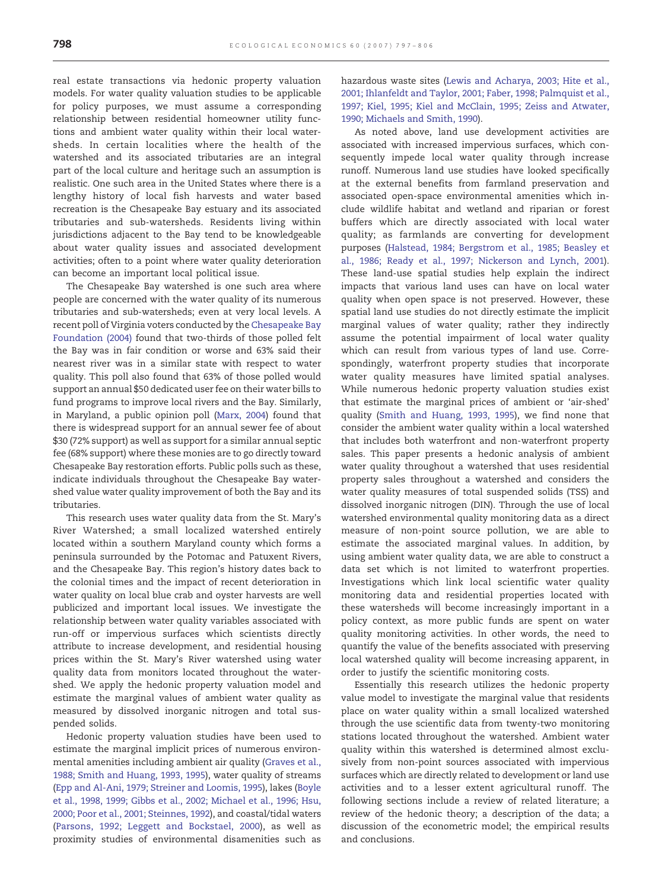real estate transactions via hedonic property valuation models. For water quality valuation studies to be applicable for policy purposes, we must assume a corresponding relationship between residential homeowner utility functions and ambient water quality within their local watersheds. In certain localities where the health of the watershed and its associated tributaries are an integral part of the local culture and heritage such an assumption is realistic. One such area in the United States where there is a lengthy history of local fish harvests and water based recreation is the Chesapeake Bay estuary and its associated tributaries and sub-watersheds. Residents living within jurisdictions adjacent to the Bay tend to be knowledgeable about water quality issues and associated development activities; often to a point where water quality deterioration can become an important local political issue.

The Chesapeake Bay watershed is one such area where people are concerned with the water quality of its numerous tributaries and sub-watersheds; even at very local levels. A recent poll of Virginia voters conducted by the Chesapeake Bay Foundation (2004) found that two-thirds of those polled felt the Bay was in fair condition or worse and 63% said their nearest river was in a similar state with respect to water quality. This poll also found that 63% of those polled would support an annual $50 dedicated user fee on their water bills to fund programs to improve local rivers and the Bay. Similarly, in Maryland, a public opinion poll (Marx, 2004) found that there is widespread support for an annual sewer fee of about $30 (72% support) as well as support for a similar annual septic fee (68% support) where these monies are to go directly toward Chesapeake Bay restoration efforts. Public polls such as these, indicate individuals throughout the Chesapeake Bay watershed value water quality improvement of both the Bay and its tributaries.

This research uses water quality data from the St. Mary's River Watershed; a small localized watershed entirely located within a southern Maryland county which forms a peninsula surrounded by the Potomac and Patuxent Rivers, and the Chesapeake Bay. This region's history dates back to the colonial times and the impact of recent deterioration in water quality on local blue crab and oyster harvests are well publicized and important local issues. We investigate the relationship between water quality variables associated with run-off or impervious surfaces which scientists directly attribute to increase development, and residential housing prices within the St. Mary's River watershed using water quality data from monitors located throughout the watershed. We apply the hedonic property valuation model and estimate the marginal values of ambient water quality as measured by dissolved inorganic nitrogen and total suspended solids.

Hedonic property valuation studies have been used to estimate the marginal implicit prices of numerous environmental amenities including ambient air quality (Graves et al., 1988; Smith and Huang, 1993, 1995), water quality of streams (Epp and Al-Ani, 1979; Streiner and Loomis, 1995), lakes (Boyle et al., 1998, 1999; Gibbs et al., 2002; Michael et al., 1996; Hsu, 2000; Poor et al., 2001; Steinnes, 1992), and coastal/tidal waters (Parsons, 1992; Leggett and Bockstael, 2000), as well as proximity studies of environmental disamenities such as hazardous waste sites (Lewis and Acharya, 2003; Hite et al., 2001; Ihlanfeldt and Taylor, 2001; Faber, 1998; Palmquist et al., 1997; Kiel, 1995; Kiel and McClain, 1995; Zeiss and Atwater, 1990; Michaels and Smith, 1990).

As noted above, land use development activities are associated with increased impervious surfaces, which consequently impede local water quality through increase runoff. Numerous land use studies have looked specifically at the external benefits from farmland preservation and associated open-space environmental amenities which include wildlife habitat and wetland and riparian or forest buffers which are directly associated with local water quality; as farmlands are converting for development purposes (Halstead, 1984; Bergstrom et al., 1985; Beasley et al., 1986; Ready et al., 1997; Nickerson and Lynch, 2001). These land-use spatial studies help explain the indirect impacts that various land uses can have on local water quality when open space is not preserved. However, these spatial land use studies do not directly estimate the implicit marginal values of water quality; rather they indirectly assume the potential impairment of local water quality which can result from various types of land use. Correspondingly, waterfront property studies that incorporate water quality measures have limited spatial analyses. While numerous hedonic property valuation studies exist that estimate the marginal prices of ambient or 'air-shed' quality (Smith and Huang, 1993, 1995), we find none that consider the ambient water quality within a local watershed that includes both waterfront and non-waterfront property sales. This paper presents a hedonic analysis of ambient water quality throughout a watershed that uses residential property sales throughout a watershed and considers the water quality measures of total suspended solids (TSS) and dissolved inorganic nitrogen (DIN). Through the use of local watershed environmental quality monitoring data as a direct measure of non-point source pollution, we are able to estimate the associated marginal values. In addition, by using ambient water quality data, we are able to construct a data set which is not limited to waterfront properties. Investigations which link local scientific water quality monitoring data and residential properties located with these watersheds will become increasingly important in a policy context, as more public funds are spent on water quality monitoring activities. In other words, the need to quantify the value of the benefits associated with preserving local watershed quality will become increasing apparent, in order to justify the scientific monitoring costs.

Essentially this research utilizes the hedonic property value model to investigate the marginal value that residents place on water quality within a small localized watershed through the use scientific data from twenty-two monitoring stations located throughout the watershed. Ambient water quality within this watershed is determined almost exclusively from non-point sources associated with impervious surfaces which are directly related to development or land use activities and to a lesser extent agricultural runoff. The following sections include a review of related literature; a review of the hedonic theory; a description of the data; a discussion of the econometric model; the empirical results and conclusions.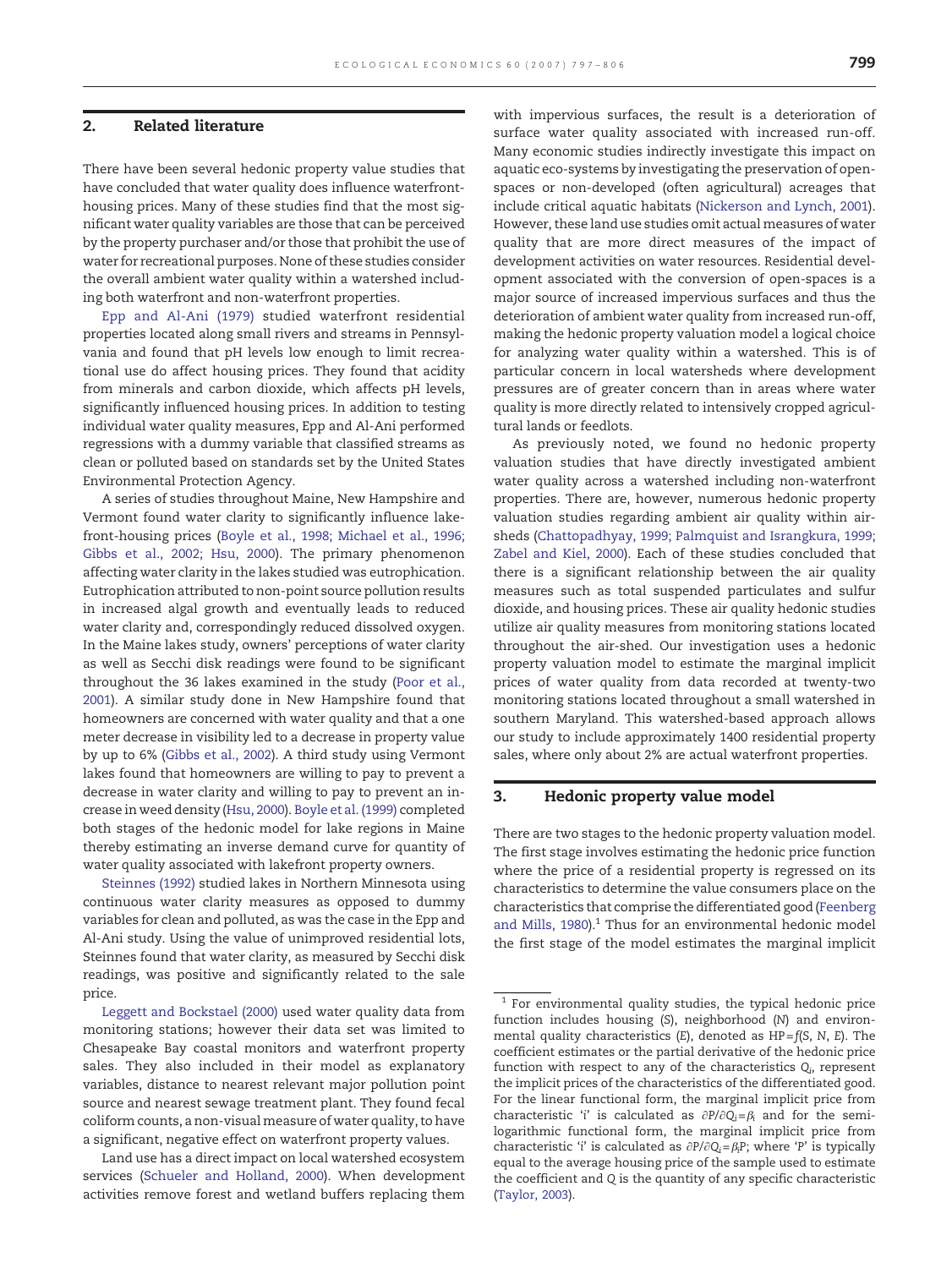## 2. Related literature

There have been several hedonic property value studies that have concluded that water quality does influence waterfront-housing prices. Many of these studies find that the most significant water quality variables are those that can be perceived by the property purchaser and/or those that prohibit the use of water for recreational purposes. None of these studies consider the overall ambient water quality within a watershed including both waterfront and non-waterfront properties.

Epp and Al-Ani (1979) studied waterfront residential properties located along small rivers and streams in Pennsylvania and found that pH levels low enough to limit recreational use do affect housing prices. They found that acidity from minerals and carbon dioxide, which affects pH levels, significantly influenced housing prices. In addition to testing individual water quality measures, Epp and Al-Ani performed regressions with a dummy variable that classified streams as clean or polluted based on standards set by the United States Environmental Protection Agency.

A series of studies throughout Maine, New Hampshire and Vermont found water clarity to significantly influence lakefront-housing prices (Boyle et al., 1998; Michael et al., 1996; Gibbs et al., 2002; Hsu, 2000). The primary phenomenon affecting water clarity in the lakes studied was eutrophication. Eutrophication attributed to non-point source pollution results in increased algal growth and eventually leads to reduced water clarity and, correspondingly reduced dissolved oxygen. In the Maine lakes study, owners' perceptions of water clarity as well as Secchi disk readings were found to be significant throughout the 36 lakes examined in the study (Poor et al., 2001). A similar study done in New Hampshire found that homeowners are concerned with water quality and that a one meter decrease in visibility led to a decrease in property value by up to 6% (Gibbs et al., 2002). A third study using Vermont lakes found that homeowners are willing to pay to prevent a decrease in water clarity and willing to pay to prevent an increase in weed density (Hsu, 2000). Boyle et al. (1999) completed both stages of the hedonic model for lake regions in Maine thereby estimating an inverse demand curve for quantity of water quality associated with lakefront property owners.

Steinnes (1992) studied lakes in Northern Minnesota using continuous water clarity measures as opposed to dummy variables for clean and polluted, as was the case in the Epp and Al-Ani study. Using the value of unimproved residential lots, Steinnes found that water clarity, as measured by Secchi disk readings, was positive and significantly related to the sale price.

Leggett and Bockstael (2000) used water quality data from monitoring stations; however their data set was limited to Chesapeake Bay coastal monitors and waterfront property sales. They also included in their model as explanatory variables, distance to nearest relevant major pollution point source and nearest sewage treatment plant. They found fecal coliform counts, a non-visual measure of water quality, to have a significant, negative effect on waterfront property values.

Land use has a direct impact on local watershed ecosystem services (Schueler and Holland, 2000). When development activities remove forest and wetland buffers replacing them with impervious surfaces, the result is a deterioration of surface water quality associated with increased run-off. Many economic studies indirectly investigate this impact on aquatic eco-systems by investigating the preservation of open-spaces or non-developed (often agricultural) acreages that include critical aquatic habitats (Nickerson and Lynch, 2001). However, these land use studies omit actual measures of water quality that are more direct measures of the impact of development activities on water resources. Residential development associated with the conversion of open-spaces is a major source of increased impervious surfaces and thus the deterioration of ambient water quality from increased run-off, making the hedonic property valuation model a logical choice for analyzing water quality within a watershed. This is of particular concern in local watersheds where development pressures are of greater concern than in areas where water quality is more directly related to intensively cropped agricultural lands or feedlots.

As previously noted, we found no hedonic property valuation studies that have directly investigated ambient water quality across a watershed including non-waterfront properties. There are, however, numerous hedonic property valuation studies regarding ambient air quality within airsheds (Chattopadhyay, 1999; Palmquist and Israngkura, 1999; Zabel and Kiel, 2000). Each of these studies concluded that there is a significant relationship between the air quality measures such as total suspended particulates and sulfur dioxide, and housing prices. These air quality hedonic studies utilize air quality measures from monitoring stations located throughout the air-shed. Our investigation uses a hedonic property valuation model to estimate the marginal implicit prices of water quality from data recorded at twenty-two monitoring stations located throughout a small watershed in southern Maryland. This watershed-based approach allows our study to include approximately 1400 residential property sales, where only about 2% are actual waterfront properties.

## 3. Hedonic property value model

There are two stages to the hedonic property valuation model. The first stage involves estimating the hedonic price function where the price of a residential property is regressed on its characteristics to determine the value consumers place on the characteristics that comprise the differentiated good (Feenberg and Mills, 1980).[1] Thus for an environmental hedonic model the first stage of the model estimates the marginal implicit

[1] For environmental quality studies, the typical hedonic price function includes housing (*S*), neighborhood (*N*) and environmental quality characteristics (*E*), denoted as $HP = f(S, N, E)$. The coefficient estimates or the partial derivative of the hedonic price function with respect to any of the characteristics $Q_i$, represent the implicit prices of the characteristics of the differentiated good. For the linear functional form, the marginal implicit price from characteristic 'i' is calculated as $\partial P/\partial Q_i = \beta_i$ and for the semi-logarithmic functional form, the marginal implicit price from characteristic 'i' is calculated as $\partial P/\partial Q_i = \beta_i P$; where 'P' is typically equal to the average housing price of the sample used to estimate the coefficient and Q is the quantity of any specific characteristic (Taylor, 2003).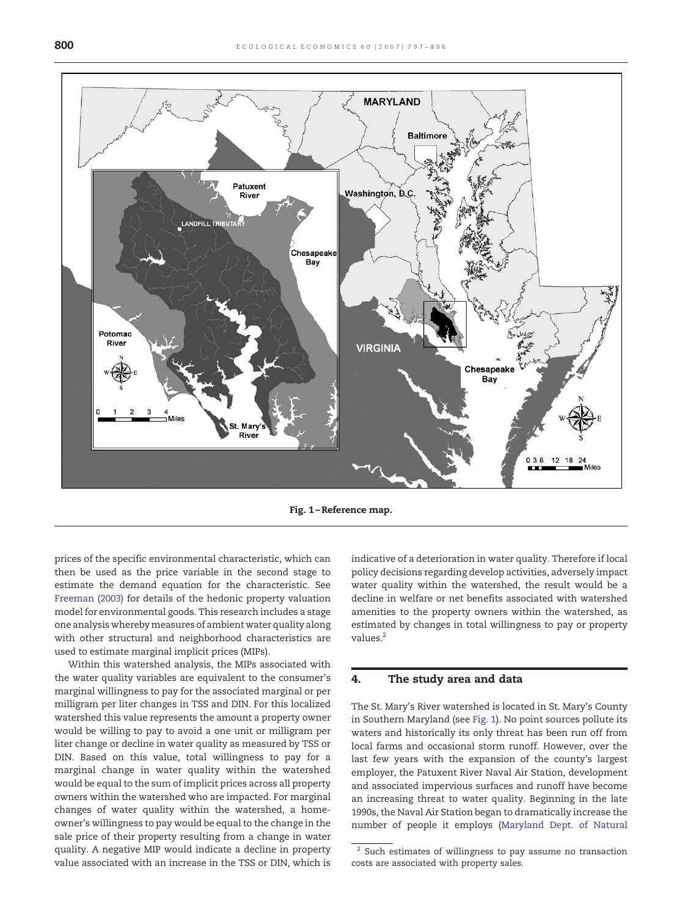MARYLAND

Baltimore

Washington, D.C.

Patuxent River

LANDFILL TRIBUTARY

Chesapeake Bay

Potomac River

VIRGINIA

Chesapeake Bay

St. Mary's River

0 1 2 3 4 Miles

0 3 6 12 18 24 Miles

Fig. 1 – Reference map.

prices of the specific environmental characteristic, which can then be used as the price variable in the second stage to estimate the demand equation for the characteristic. See Freeman (2003) for details of the hedonic property valuation model for environmental goods. This research includes a stage one analysis whereby measures of ambient water quality along with other structural and neighborhood characteristics are used to estimate marginal implicit prices (MIPs).

Within this watershed analysis, the MIPs associated with the water quality variables are equivalent to the consumer's marginal willingness to pay for the associated marginal or per milligram per liter changes in TSS and DIN. For this localized watershed this value represents the amount a property owner would be willing to pay to avoid a one unit or milligram per liter change or decline in water quality as measured by TSS or DIN. Based on this value, total willingness to pay for a marginal change in water quality within the watershed would be equal to the sum of implicit prices across all property owners within the watershed who are impacted. For marginal changes of water quality within the watershed, a homeowner's willingness to pay would be equal to the change in the sale price of their property resulting from a change in water quality. A negative MIP would indicate a decline in property value associated with an increase in the TSS or DIN, which is indicative of a deterioration in water quality. Therefore if local policy decisions regarding develop activities, adversely impact water quality within the watershed, the result would be a decline in welfare or net benefits associated with watershed amenities to the property owners within the watershed, as estimated by changes in total willingness to pay or property values.[2]

## 4. The study area and data

The St. Mary's River watershed is located in St. Mary's County in Southern Maryland (see Fig. 1). No point sources pollute its waters and historically its only threat has been run off from local farms and occasional storm runoff. However, over the last few years with the expansion of the county's largest employer, the Patuxent River Naval Air Station, development and associated impervious surfaces and runoff have become an increasing threat to water quality. Beginning in the late 1990s, the Naval Air Station began to dramatically increase the number of people it employs (Maryland Dept. of Natural

[2] Such estimates of willingness to pay assume no transaction costs are associated with property sales.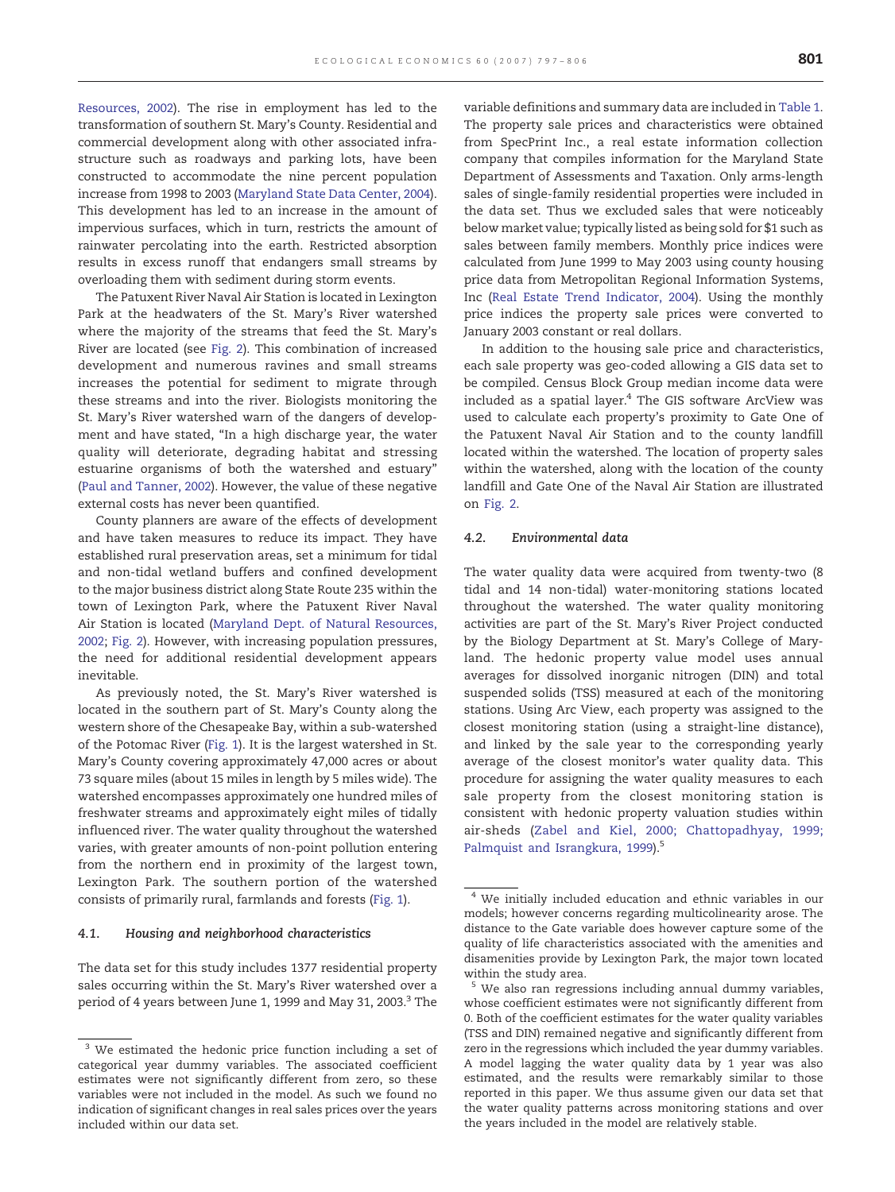Resources, 2002). The rise in employment has led to the transformation of southern St. Mary's County. Residential and commercial development along with other associated infrastructure such as roadways and parking lots, have been constructed to accommodate the nine percent population increase from 1998 to 2003 (Maryland State Data Center, 2004). This development has led to an increase in the amount of impervious surfaces, which in turn, restricts the amount of rainwater percolating into the earth. Restricted absorption results in excess runoff that endangers small streams by overloading them with sediment during storm events.

The Patuxent River Naval Air Station is located in Lexington Park at the headwaters of the St. Mary's River watershed where the majority of the streams that feed the St. Mary's River are located (see Fig. 2). This combination of increased development and numerous ravines and small streams increases the potential for sediment to migrate through these streams and into the river. Biologists monitoring the St. Mary's River watershed warn of the dangers of development and have stated, "In a high discharge year, the water quality will deteriorate, degrading habitat and stressing estuarine organisms of both the watershed and estuary" (Paul and Tanner, 2002). However, the value of these negative external costs has never been quantified.

County planners are aware of the effects of development and have taken measures to reduce its impact. They have established rural preservation areas, set a minimum for tidal and non-tidal wetland buffers and confined development to the major business district along State Route 235 within the town of Lexington Park, where the Patuxent River Naval Air Station is located (Maryland Dept. of Natural Resources, 2002; Fig. 2). However, with increasing population pressures, the need for additional residential development appears inevitable.

As previously noted, the St. Mary's River watershed is located in the southern part of St. Mary's County along the western shore of the Chesapeake Bay, within a sub-watershed of the Potomac River (Fig. 1). It is the largest watershed in St. Mary's County covering approximately 47,000 acres or about 73 square miles (about 15 miles in length by 5 miles wide). The watershed encompasses approximately one hundred miles of freshwater streams and approximately eight miles of tidally influenced river. The water quality throughout the watershed varies, with greater amounts of non-point pollution entering from the northern end in proximity of the largest town, Lexington Park. The southern portion of the watershed consists of primarily rural, farmlands and forests (Fig. 1).

### 4.1. *Housing and neighborhood characteristics*

The data set for this study includes 1377 residential property sales occurring within the St. Mary's River watershed over a period of 4 years between June 1, 1999 and May 31, 2003.[3] The variable definitions and summary data are included in Table 1. The property sale prices and characteristics were obtained from SpecPrint Inc., a real estate information collection company that compiles information for the Maryland State Department of Assessments and Taxation. Only arms-length sales of single-family residential properties were included in the data set. Thus we excluded sales that were noticeably below market value; typically listed as being sold for $1 such as sales between family members. Monthly price indices were calculated from June 1999 to May 2003 using county housing price data from Metropolitan Regional Information Systems, Inc (Real Estate Trend Indicator, 2004). Using the monthly price indices the property sale prices were converted to January 2003 constant or real dollars.

In addition to the housing sale price and characteristics, each sale property was geo-coded allowing a GIS data set to be compiled. Census Block Group median income data were included as a spatial layer.[4] The GIS software ArcView was used to calculate each property's proximity to Gate One of the Patuxent Naval Air Station and to the county landfill located within the watershed. The location of property sales within the watershed, along with the location of the county landfill and Gate One of the Naval Air Station are illustrated on Fig. 2.

### 4.2. *Environmental data*

The water quality data were acquired from twenty-two (8 tidal and 14 non-tidal) water-monitoring stations located throughout the watershed. The water quality monitoring activities are part of the St. Mary's River Project conducted by the Biology Department at St. Mary's College of Maryland. The hedonic property value model uses annual averages for dissolved inorganic nitrogen (DIN) and total suspended solids (TSS) measured at each of the monitoring stations. Using Arc View, each property was assigned to the closest monitoring station (using a straight-line distance), and linked by the sale year to the corresponding yearly average of the closest monitor's water quality data. This procedure for assigning the water quality measures to each sale property from the closest monitoring station is consistent with hedonic property valuation studies within air-sheds (Zabel and Kiel, 2000; Chattopadhyay, 1999; Palmquist and Israngkura, 1999).[5]

---

[3] We estimated the hedonic price function including a set of categorical year dummy variables. The associated coefficient estimates were not significantly different from zero, so these variables were not included in the model. As such we found no indication of significant changes in real sales prices over the years included within our data set.

[4] We initially included education and ethnic variables in our models; however concerns regarding multicolinearity arose. The distance to the Gate variable does however capture some of the quality of life characteristics associated with the amenities and disamenities provide by Lexington Park, the major town located within the study area.

[5] We also ran regressions including annual dummy variables, whose coefficient estimates were not significantly different from 0. Both of the coefficient estimates for the water quality variables (TSS and DIN) remained negative and significantly different from zero in the regressions which included the year dummy variables. A model lagging the water quality data by 1 year was also estimated, and the results were remarkably similar to those reported in this paper. We thus assume given our data set that the water quality patterns across monitoring stations and over the years included in the model are relatively stable.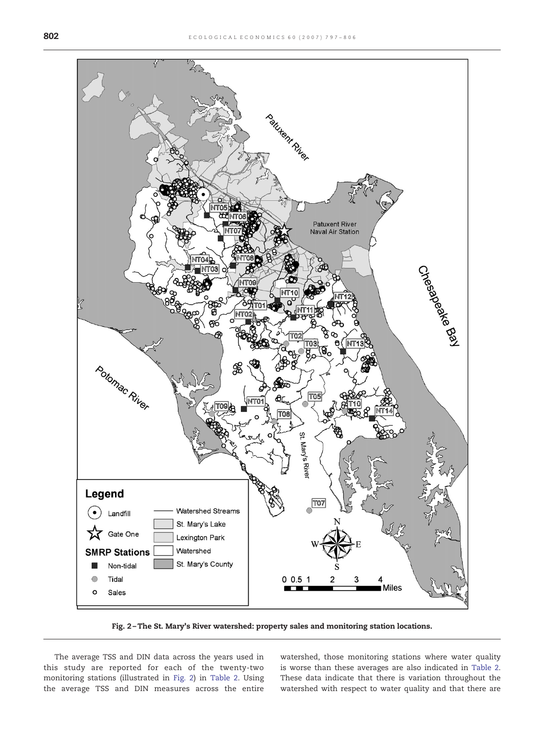Fig. 2 – The St. Mary's River watershed: property sales and monitoring station locations.

The average TSS and DIN data across the years used in this study are reported for each of the twenty-two monitoring stations (illustrated in Fig. 2) in Table 2. Using the average TSS and DIN measures across the entire watershed, those monitoring stations where water quality is worse than these averages are also indicated in Table 2. These data indicate that there is variation throughout the watershed with respect to water quality and that there are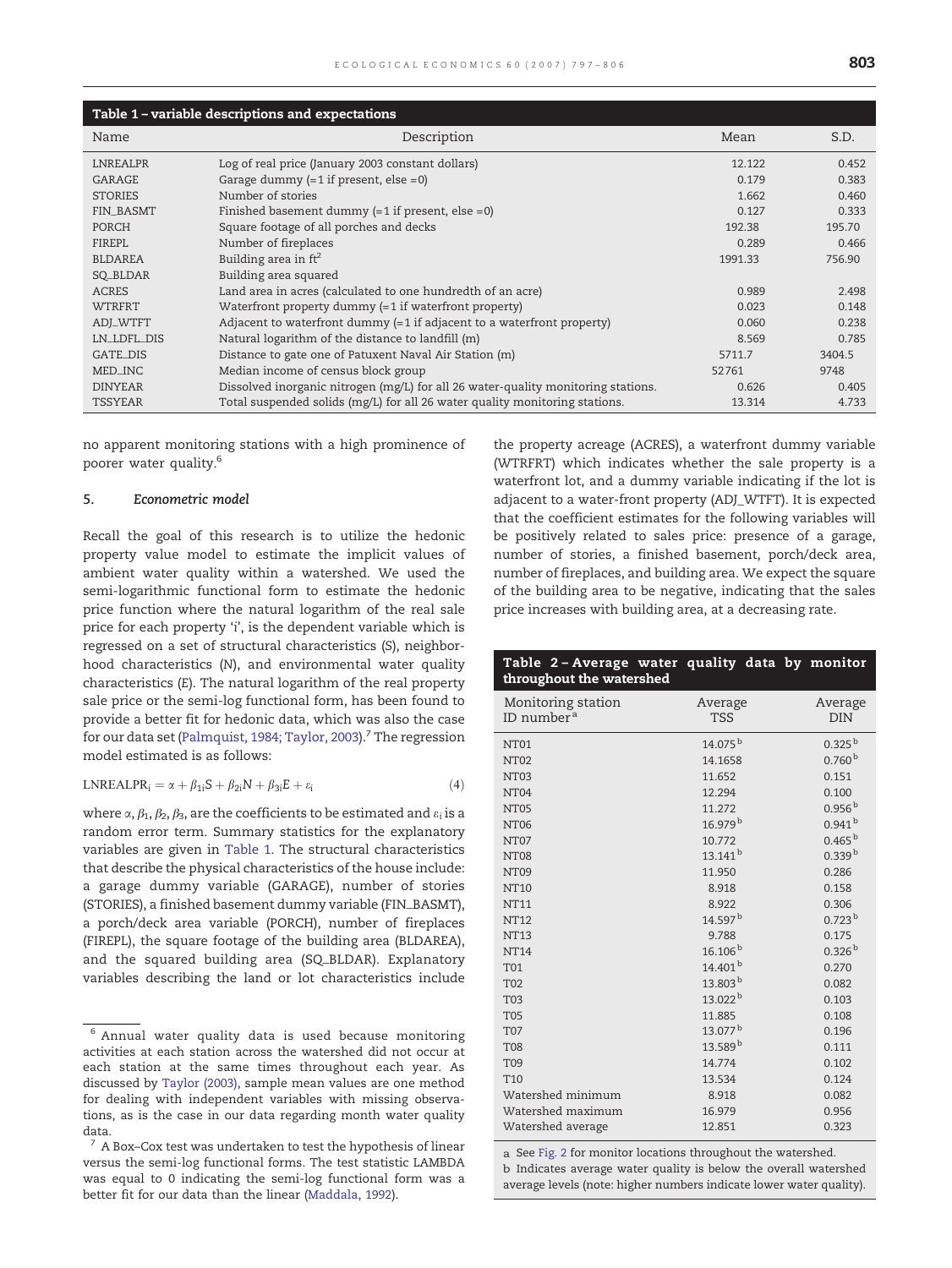**Table 1 – variable descriptions and expectations**

| Name | Description | Mean | S.D. |
|---|---|---|---|
| LNREALPR | Log of real price (January 2003 constant dollars) | 12.122 | 0.452 |
| GARAGE | Garage dummy (=1 if present, else =0) | 0.179 | 0.383 |
| STORIES | Number of stories | 1.662 | 0.460 |
| FIN_BASMT | Finished basement dummy (=1 if present, else =0) | 0.127 | 0.333 |
| PORCH | Square footage of all porches and decks | 192.38 | 195.70 |
| FIREPL | Number of fireplaces | 0.289 | 0.466 |
| BLDAREA | Building area in ft$^2$ | 1991.33 | 756.90 |
| SQ_BLDAR | Building area squared | | |
| ACRES | Land area in acres (calculated to one hundredth of an acre) | 0.989 | 2.498 |
| WTRFRT | Waterfront property dummy (=1 if waterfront property) | 0.023 | 0.148 |
| ADJ_WTFT | Adjacent to waterfront dummy (=1 if adjacent to a waterfront property) | 0.060 | 0.238 |
| LN_LDFL_DIS | Natural logarithm of the distance to landfill (m) | 8.569 | 0.785 |
| GATE_DIS | Distance to gate one of Patuxent Naval Air Station (m) | 5711.7 | 3404.5 |
| MED_INC | Median income of census block group | 52761 | 9748 |
| DINYEAR | Dissolved inorganic nitrogen (mg/L) for all 26 water-quality monitoring stations. | 0.626 | 0.405 |
| TSSYEAR | Total suspended solids (mg/L) for all 26 water quality monitoring stations. | 13.314 | 4.733 |

no apparent monitoring stations with a high prominence of poorer water quality.[6]

## 5. Econometric model

Recall the goal of this research is to utilize the hedonic property value model to estimate the implicit values of ambient water quality within a watershed. We used the semi-logarithmic functional form to estimate the hedonic price function where the natural logarithm of the real sale price for each property 'i', is the dependent variable which is regressed on a set of structural characteristics (S), neighborhood characteristics (N), and environmental water quality characteristics (E). The natural logarithm of the real property sale price or the semi-log functional form, has been found to provide a better fit for hedonic data, which was also the case for our data set (Palmquist, 1984; Taylor, 2003).[7] The regression model estimated is as follows:

$$\text{LNREALPR}_i = \alpha + \beta_{1i}S + \beta_{2i}N + \beta_{3i}E + \varepsilon_i \qquad (4)$$

where $\alpha$, $\beta_1$, $\beta_2$, $\beta_3$, are the coefficients to be estimated and $\varepsilon_i$ is a random error term. Summary statistics for the explanatory variables are given in Table 1. The structural characteristics that describe the physical characteristics of the house include: a garage dummy variable (GARAGE), number of stories (STORIES), a finished basement dummy variable (FIN_BASMT), a porch/deck area variable (PORCH), number of fireplaces (FIREPL), the square footage of the building area (BLDAREA), and the squared building area (SQ_BLDAR). Explanatory variables describing the land or lot characteristics include the property acreage (ACRES), a waterfront dummy variable (WTRFRT) which indicates whether the sale property is a waterfront lot, and a dummy variable indicating if the lot is adjacent to a water-front property (ADJ_WTFT). It is expected that the coefficient estimates for the following variables will be positively related to sales price: presence of a garage, number of stories, a finished basement, porch/deck area, number of fireplaces, and building area. We expect the square of the building area to be negative, indicating that the sales price increases with building area, at a decreasing rate.

**Table 2 – Average water quality data by monitor throughout the watershed**

| Monitoring station ID number[a] | Average TSS | Average DIN |
|---|---|---|
| NT01 | 14.075[b] | 0.325[b] |
| NT02 | 14.1658 | 0.760[b] |
| NT03 | 11.652 | 0.151 |
| NT04 | 12.294 | 0.100 |
| NT05 | 11.272 | 0.956[b] |
| NT06 | 16.979[b] | 0.941[b] |
| NT07 | 10.772 | 0.465[b] |
| NT08 | 13.141[b] | 0.339[b] |
| NT09 | 11.950 | 0.286 |
| NT10 | 8.918 | 0.158 |
| NT11 | 8.922 | 0.306 |
| NT12 | 14.597[b] | 0.723[b] |
| NT13 | 9.788 | 0.175 |
| NT14 | 16.106[b] | 0.326[b] |
| T01 | 14.401[b] | 0.270 |
| T02 | 13.803[b] | 0.082 |
| T03 | 13.022[b] | 0.103 |
| T05 | 11.885 | 0.108 |
| T07 | 13.077[b] | 0.196 |
| T08 | 13.589[b] | 0.111 |
| T09 | 14.774 | 0.102 |
| T10 | 13.534 | 0.124 |
| Watershed minimum | 8.918 | 0.082 |
| Watershed maximum | 16.979 | 0.956 |
| Watershed average | 12.851 | 0.323 |

a See Fig. 2 for monitor locations throughout the watershed.
b Indicates average water quality is below the overall watershed average levels (note: higher numbers indicate lower water quality).

[6] Annual water quality data is used because monitoring activities at each station across the watershed did not occur at each station at the same times throughout each year. As discussed by Taylor (2003), sample mean values are one method for dealing with independent variables with missing observations, as is the case in our data regarding month water quality data.

[7] A Box–Cox test was undertaken to test the hypothesis of linear versus the semi-log functional forms. The test statistic LAMBDA was equal to 0 indicating the semi-log functional form was a better fit for our data than the linear (Maddala, 1992).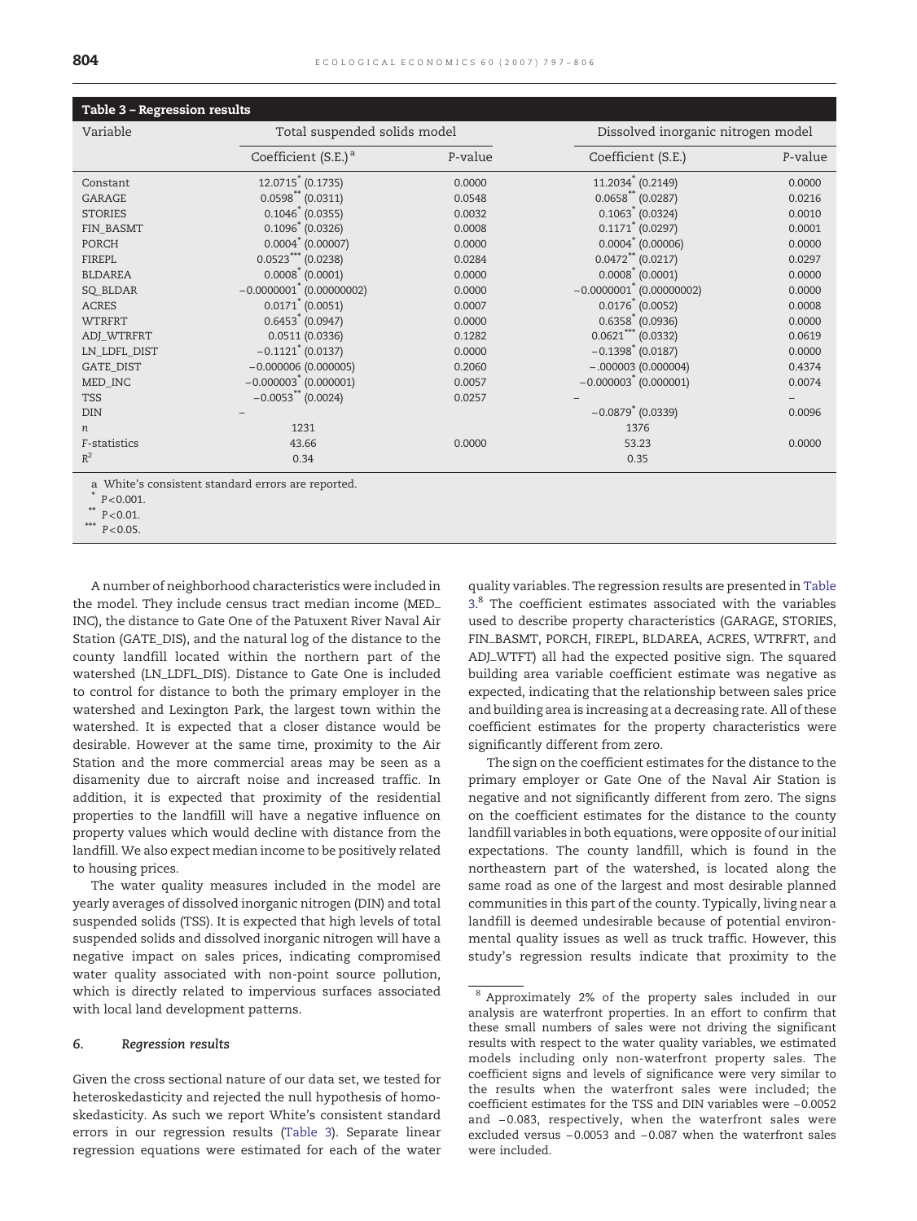**Table 3 – Regression results**

| Variable | Total suspended solids model | | Dissolved inorganic nitrogen model | |
|---|---|---|---|---|
| | Coefficient (S.E.)[a] | P-value | Coefficient (S.E.) | P-value |
| Constant | 12.0715* (0.1735) | 0.0000 | 11.2034* (0.2149) | 0.0000 |
| GARAGE | 0.0598** (0.0311) | 0.0548 | 0.0658** (0.0287) | 0.0216 |
| STORIES | 0.1046* (0.0355) | 0.0032 | 0.1063* (0.0324) | 0.0010 |
| FIN_BASMT | 0.1096* (0.0326) | 0.0008 | 0.1171* (0.0297) | 0.0001 |
| PORCH | 0.0004* (0.00007) | 0.0000 | 0.0004* (0.00006) | 0.0000 |
| FIREPL | 0.0523*** (0.0238) | 0.0284 | 0.0472** (0.0217) | 0.0297 |
| BLDAREA | 0.0008* (0.0001) | 0.0000 | 0.0008* (0.0001) | 0.0000 |
| SQ_BLDAR | −0.0000001* (0.00000002) | 0.0000 | −0.0000001* (0.00000002) | 0.0000 |
| ACRES | 0.0171* (0.0051) | 0.0007 | 0.0176* (0.0052) | 0.0008 |
| WTRFRT | 0.6453* (0.0947) | 0.0000 | 0.6358* (0.0936) | 0.0000 |
| ADJ_WTRFRT | 0.0511 (0.0336) | 0.1282 | 0.0621*** (0.0332) | 0.0619 |
| LN_LDFL_DIST | −0.1121* (0.0137) | 0.0000 | −0.1398* (0.0187) | 0.0000 |
| GATE_DIST | −0.000006 (0.000005) | 0.2060 | −.000003 (0.000004) | 0.4374 |
| MED_INC | −0.000003* (0.000001) | 0.0057 | −0.000003* (0.000001) | 0.0074 |
| TSS | −0.0053** (0.0024) | 0.0257 | – | – |
| DIN | – | | −0.0879* (0.0339) | 0.0096 |
| $n$ | 1231 | | 1376 | |
| F-statistics | 43.66 | 0.0000 | 53.23 | 0.0000 |
| $R^2$ | 0.34 | | 0.35 | |

a White's consistent standard errors are reported.
* $P<0.001$.
** $P<0.01$.
*** $P<0.05$.

A number of neighborhood characteristics were included in the model. They include census tract median income (MED_INC), the distance to Gate One of the Patuxent River Naval Air Station (GATE_DIS), and the natural log of the distance to the county landfill located within the northern part of the watershed (LN_LDFL_DIS). Distance to Gate One is included to control for distance to both the primary employer in the watershed and Lexington Park, the largest town within the watershed. It is expected that a closer distance would be desirable. However at the same time, proximity to the Air Station and the more commercial areas may be seen as a disamenity due to aircraft noise and increased traffic. In addition, it is expected that proximity of the residential properties to the landfill will have a negative influence on property values which would decline with distance from the landfill. We also expect median income to be positively related to housing prices.

The water quality measures included in the model are yearly averages of dissolved inorganic nitrogen (DIN) and total suspended solids (TSS). It is expected that high levels of total suspended solids and dissolved inorganic nitrogen will have a negative impact on sales prices, indicating compromised water quality associated with non-point source pollution, which is directly related to impervious surfaces associated with local land development patterns.

## 6. Regression results

Given the cross sectional nature of our data set, we tested for heteroskedasticity and rejected the null hypothesis of homoskedasticity. As such we report White's consistent standard errors in our regression results (Table 3). Separate linear regression equations were estimated for each of the water quality variables. The regression results are presented in Table 3.[8] The coefficient estimates associated with the variables used to describe property characteristics (GARAGE, STORIES, FIN_BASMT, PORCH, FIREPL, BLDAREA, ACRES, WTRFRT, and ADJ_WTFT) all had the expected positive sign. The squared building area variable coefficient estimate was negative as expected, indicating that the relationship between sales price and building area is increasing at a decreasing rate. All of these coefficient estimates for the property characteristics were significantly different from zero.

The sign on the coefficient estimates for the distance to the primary employer or Gate One of the Naval Air Station is negative and not significantly different from zero. The signs on the coefficient estimates for the distance to the county landfill variables in both equations, were opposite of our initial expectations. The county landfill, which is found in the northeastern part of the watershed, is located along the same road as one of the largest and most desirable planned communities in this part of the county. Typically, living near a landfill is deemed undesirable because of potential environmental quality issues as well as truck traffic. However, this study's regression results indicate that proximity to the

[8] Approximately 2% of the property sales included in our analysis are waterfront properties. In an effort to confirm that these small numbers of sales were not driving the significant results with respect to the water quality variables, we estimated models including only non-waterfront property sales. The coefficient signs and levels of significance were very similar to the results when the waterfront sales were included; the coefficient estimates for the TSS and DIN variables were −0.0052 and −0.083, respectively, when the waterfront sales were excluded versus −0.0053 and −0.087 when the waterfront sales were included.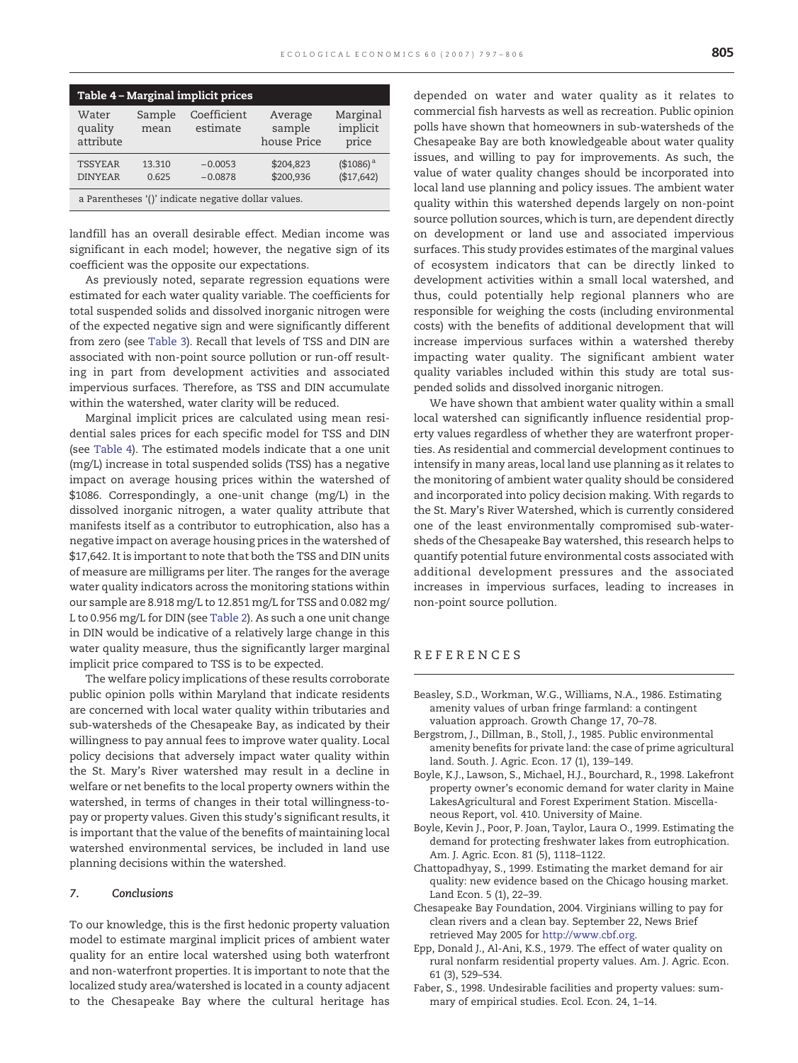**Table 4 – Marginal implicit prices**

| Water quality attribute | Sample mean | Coefficient estimate | Average sample house Price | Marginal implicit price |
|---|---|---|---|---|
| TSSYEAR | 13.310 | −0.0053 | $204,823 | ($1086) [a] |
| DINYEAR | 0.625 | −0.0878 | $200,936 | ($17,642) |

a Parentheses '()' indicate negative dollar values.

landfill has an overall desirable effect. Median income was significant in each model; however, the negative sign of its coefficient was the opposite our expectations.

As previously noted, separate regression equations were estimated for each water quality variable. The coefficients for total suspended solids and dissolved inorganic nitrogen were of the expected negative sign and were significantly different from zero (see Table 3). Recall that levels of TSS and DIN are associated with non-point source pollution or run-off resulting in part from development activities and associated impervious surfaces. Therefore, as TSS and DIN accumulate within the watershed, water clarity will be reduced.

Marginal implicit prices are calculated using mean residential sales prices for each specific model for TSS and DIN (see Table 4). The estimated models indicate that a one unit (mg/L) increase in total suspended solids (TSS) has a negative impact on average housing prices within the watershed of $1086. Correspondingly, a one-unit change (mg/L) in the dissolved inorganic nitrogen, a water quality attribute that manifests itself as a contributor to eutrophication, also has a negative impact on average housing prices in the watershed of $17,642. It is important to note that both the TSS and DIN units of measure are milligrams per liter. The ranges for the average water quality indicators across the monitoring stations within our sample are 8.918 mg/L to 12.851 mg/L for TSS and 0.082 mg/L to 0.956 mg/L for DIN (see Table 2). As such a one unit change in DIN would be indicative of a relatively large change in this water quality measure, thus the significantly larger marginal implicit price compared to TSS is to be expected.

The welfare policy implications of these results corroborate public opinion polls within Maryland that indicate residents are concerned with local water quality within tributaries and sub-watersheds of the Chesapeake Bay, as indicated by their willingness to pay annual fees to improve water quality. Local policy decisions that adversely impact water quality within the St. Mary's River watershed may result in a decline in welfare or net benefits to the local property owners within the watershed, in terms of changes in their total willingness-to-pay or property values. Given this study's significant results, it is important that the value of the benefits of maintaining local watershed environmental services, be included in land use planning decisions within the watershed.

## 7. Conclusions

To our knowledge, this is the first hedonic property valuation model to estimate marginal implicit prices of ambient water quality for an entire local watershed using both waterfront and non-waterfront properties. It is important to note that the localized study area/watershed is located in a county adjacent to the Chesapeake Bay where the cultural heritage has depended on water and water quality as it relates to commercial fish harvests as well as recreation. Public opinion polls have shown that homeowners in sub-watersheds of the Chesapeake Bay are both knowledgeable about water quality issues, and willing to pay for improvements. As such, the value of water quality changes should be incorporated into local land use planning and policy issues. The ambient water quality within this watershed depends largely on non-point source pollution sources, which is turn, are dependent directly on development or land use and associated impervious surfaces. This study provides estimates of the marginal values of ecosystem indicators that can be directly linked to development activities within a small local watershed, and thus, could potentially help regional planners who are responsible for weighing the costs (including environmental costs) with the benefits of additional development that will increase impervious surfaces within a watershed thereby impacting water quality. The significant ambient water quality variables included within this study are total suspended solids and dissolved inorganic nitrogen.

We have shown that ambient water quality within a small local watershed can significantly influence residential property values regardless of whether they are waterfront properties. As residential and commercial development continues to intensify in many areas, local land use planning as it relates to the monitoring of ambient water quality should be considered and incorporated into policy decision making. With regards to the St. Mary's River Watershed, which is currently considered one of the least environmentally compromised sub-watersheds of the Chesapeake Bay watershed, this research helps to quantify potential future environmental costs associated with additional development pressures and the associated increases in impervious surfaces, leading to increases in non-point source pollution.

## REFERENCES

Beasley, S.D., Workman, W.G., Williams, N.A., 1986. Estimating amenity values of urban fringe farmland: a contingent valuation approach. Growth Change 17, 70–78.

Bergstrom, J., Dillman, B., Stoll, J., 1985. Public environmental amenity benefits for private land: the case of prime agricultural land. South. J. Agric. Econ. 17 (1), 139–149.

Boyle, K.J., Lawson, S., Michael, H.J., Bourchard, R., 1998. Lakefront property owner's economic demand for water clarity in Maine LakesAgricultural and Forest Experiment Station. Miscellaneous Report, vol. 410. University of Maine.

Boyle, Kevin J., Poor, P. Joan, Taylor, Laura O., 1999. Estimating the demand for protecting freshwater lakes from eutrophication. Am. J. Agric. Econ. 81 (5), 1118–1122.

Chattopadhyay, S., 1999. Estimating the market demand for air quality: new evidence based on the Chicago housing market. Land Econ. 5 (1), 22–39.

Chesapeake Bay Foundation, 2004. Virginians willing to pay for clean rivers and a clean bay. September 22, News Brief retrieved May 2005 for http://www.cbf.org.

Epp, Donald J., Al-Ani, K.S., 1979. The effect of water quality on rural nonfarm residential property values. Am. J. Agric. Econ. 61 (3), 529–534.

Faber, S., 1998. Undesirable facilities and property values: summary of empirical studies. Ecol. Econ. 24, 1–14.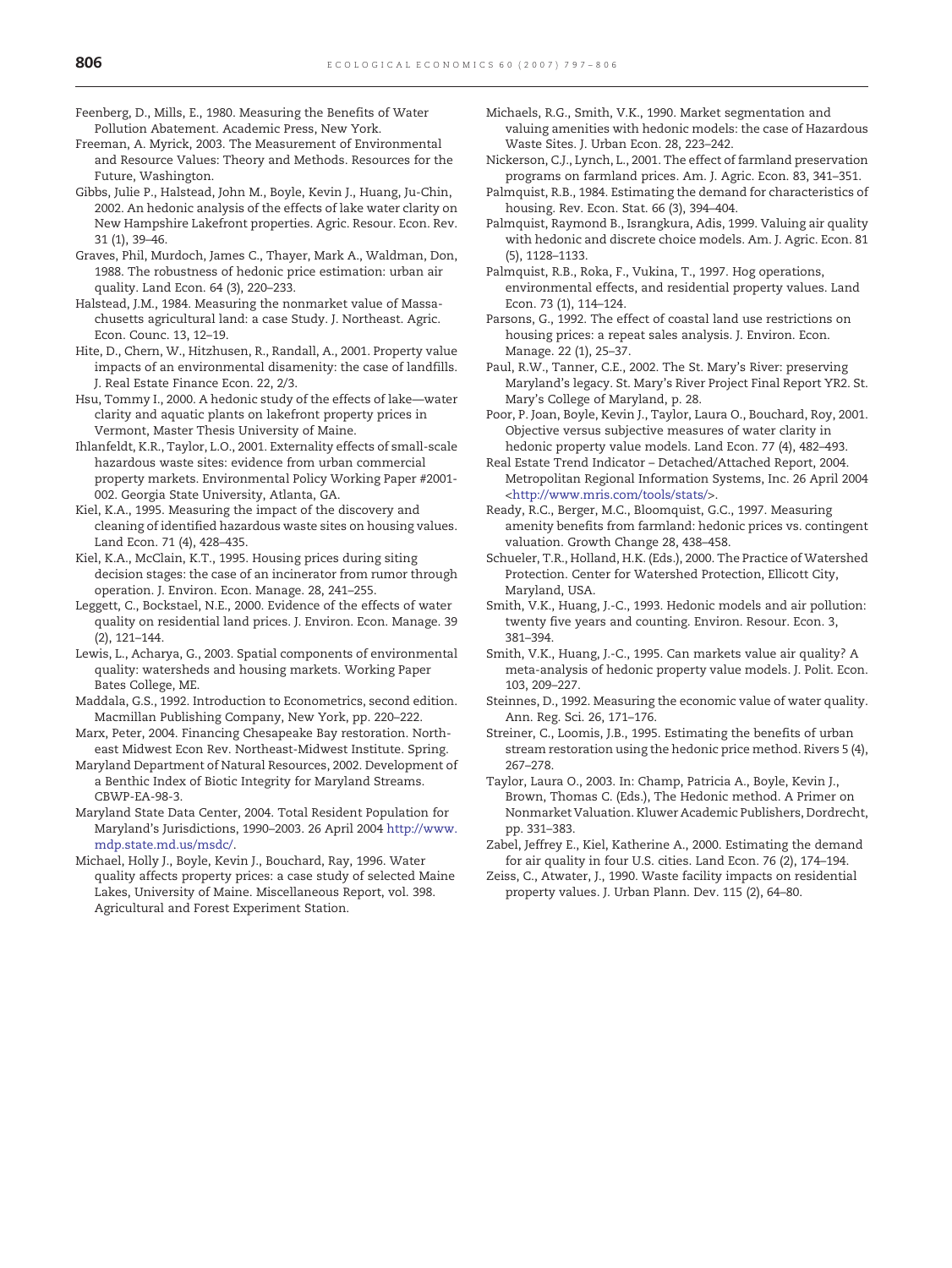Feenberg, D., Mills, E., 1980. Measuring the Benefits of Water Pollution Abatement. Academic Press, New York.

Freeman, A. Myrick, 2003. The Measurement of Environmental and Resource Values: Theory and Methods. Resources for the Future, Washington.

Gibbs, Julie P., Halstead, John M., Boyle, Kevin J., Huang, Ju-Chin, 2002. An hedonic analysis of the effects of lake water clarity on New Hampshire Lakefront properties. Agric. Resour. Econ. Rev. 31 (1), 39–46.

Graves, Phil, Murdoch, James C., Thayer, Mark A., Waldman, Don, 1988. The robustness of hedonic price estimation: urban air quality. Land Econ. 64 (3), 220–233.

Halstead, J.M., 1984. Measuring the nonmarket value of Massachusetts agricultural land: a case Study. J. Northeast. Agric. Econ. Counc. 13, 12–19.

Hite, D., Chern, W., Hitzhusen, R., Randall, A., 2001. Property value impacts of an environmental disamenity: the case of landfills. J. Real Estate Finance Econ. 22, 2/3.

Hsu, Tommy I., 2000. A hedonic study of the effects of lake—water clarity and aquatic plants on lakefront property prices in Vermont, Master Thesis University of Maine.

Ihlanfeldt, K.R., Taylor, L.O., 2001. Externality effects of small-scale hazardous waste sites: evidence from urban commercial property markets. Environmental Policy Working Paper #2001-002. Georgia State University, Atlanta, GA.

Kiel, K.A., 1995. Measuring the impact of the discovery and cleaning of identified hazardous waste sites on housing values. Land Econ. 71 (4), 428–435.

Kiel, K.A., McClain, K.T., 1995. Housing prices during siting decision stages: the case of an incinerator from rumor through operation. J. Environ. Econ. Manage. 28, 241–255.

Leggett, C., Bockstael, N.E., 2000. Evidence of the effects of water quality on residential land prices. J. Environ. Econ. Manage. 39 (2), 121–144.

Lewis, L., Acharya, G., 2003. Spatial components of environmental quality: watersheds and housing markets. Working Paper Bates College, ME.

Maddala, G.S., 1992. Introduction to Econometrics, second edition. Macmillan Publishing Company, New York, pp. 220–222.

Marx, Peter, 2004. Financing Chesapeake Bay restoration. Northeast Midwest Econ Rev. Northeast-Midwest Institute. Spring.

Maryland Department of Natural Resources, 2002. Development of a Benthic Index of Biotic Integrity for Maryland Streams. CBWP-EA-98-3.

Maryland State Data Center, 2004. Total Resident Population for Maryland's Jurisdictions, 1990–2003. 26 April 2004 http://www.mdp.state.md.us/msdc/.

Michael, Holly J., Boyle, Kevin J., Bouchard, Ray, 1996. Water quality affects property prices: a case study of selected Maine Lakes, University of Maine. Miscellaneous Report, vol. 398. Agricultural and Forest Experiment Station.

Michaels, R.G., Smith, V.K., 1990. Market segmentation and valuing amenities with hedonic models: the case of Hazardous Waste Sites. J. Urban Econ. 28, 223–242.

Nickerson, C.J., Lynch, L., 2001. The effect of farmland preservation programs on farmland prices. Am. J. Agric. Econ. 83, 341–351.

Palmquist, R.B., 1984. Estimating the demand for characteristics of housing. Rev. Econ. Stat. 66 (3), 394–404.

Palmquist, Raymond B., Israngkura, Adis, 1999. Valuing air quality with hedonic and discrete choice models. Am. J. Agric. Econ. 81 (5), 1128–1133.

Palmquist, R.B., Roka, F., Vukina, T., 1997. Hog operations, environmental effects, and residential property values. Land Econ. 73 (1), 114–124.

Parsons, G., 1992. The effect of coastal land use restrictions on housing prices: a repeat sales analysis. J. Environ. Econ. Manage. 22 (1), 25–37.

Paul, R.W., Tanner, C.E., 2002. The St. Mary's River: preserving Maryland's legacy. St. Mary's River Project Final Report YR2. St. Mary's College of Maryland, p. 28.

Poor, P. Joan, Boyle, Kevin J., Taylor, Laura O., Bouchard, Roy, 2001. Objective versus subjective measures of water clarity in hedonic property value models. Land Econ. 77 (4), 482–493.

Real Estate Trend Indicator – Detached/Attached Report, 2004. Metropolitan Regional Information Systems, Inc. 26 April 2004 <http://www.mris.com/tools/stats/>.

Ready, R.C., Berger, M.C., Bloomquist, G.C., 1997. Measuring amenity benefits from farmland: hedonic prices vs. contingent valuation. Growth Change 28, 438–458.

Schueler, T.R., Holland, H.K. (Eds.), 2000. The Practice of Watershed Protection. Center for Watershed Protection, Ellicott City, Maryland, USA.

Smith, V.K., Huang, J.-C., 1993. Hedonic models and air pollution: twenty five years and counting. Environ. Resour. Econ. 3, 381–394.

Smith, V.K., Huang, J.-C., 1995. Can markets value air quality? A meta-analysis of hedonic property value models. J. Polit. Econ. 103, 209–227.

Steinnes, D., 1992. Measuring the economic value of water quality. Ann. Reg. Sci. 26, 171–176.

Streiner, C., Loomis, J.B., 1995. Estimating the benefits of urban stream restoration using the hedonic price method. Rivers 5 (4), 267–278.

Taylor, Laura O., 2003. In: Champ, Patricia A., Boyle, Kevin J., Brown, Thomas C. (Eds.), The Hedonic method. A Primer on Nonmarket Valuation. Kluwer Academic Publishers, Dordrecht, pp. 331–383.

Zabel, Jeffrey E., Kiel, Katherine A., 2000. Estimating the demand for air quality in four U.S. cities. Land Econ. 76 (2), 174–194.

Zeiss, C., Atwater, J., 1990. Waste facility impacts on residential property values. J. Urban Plann. Dev. 115 (2), 64–80.